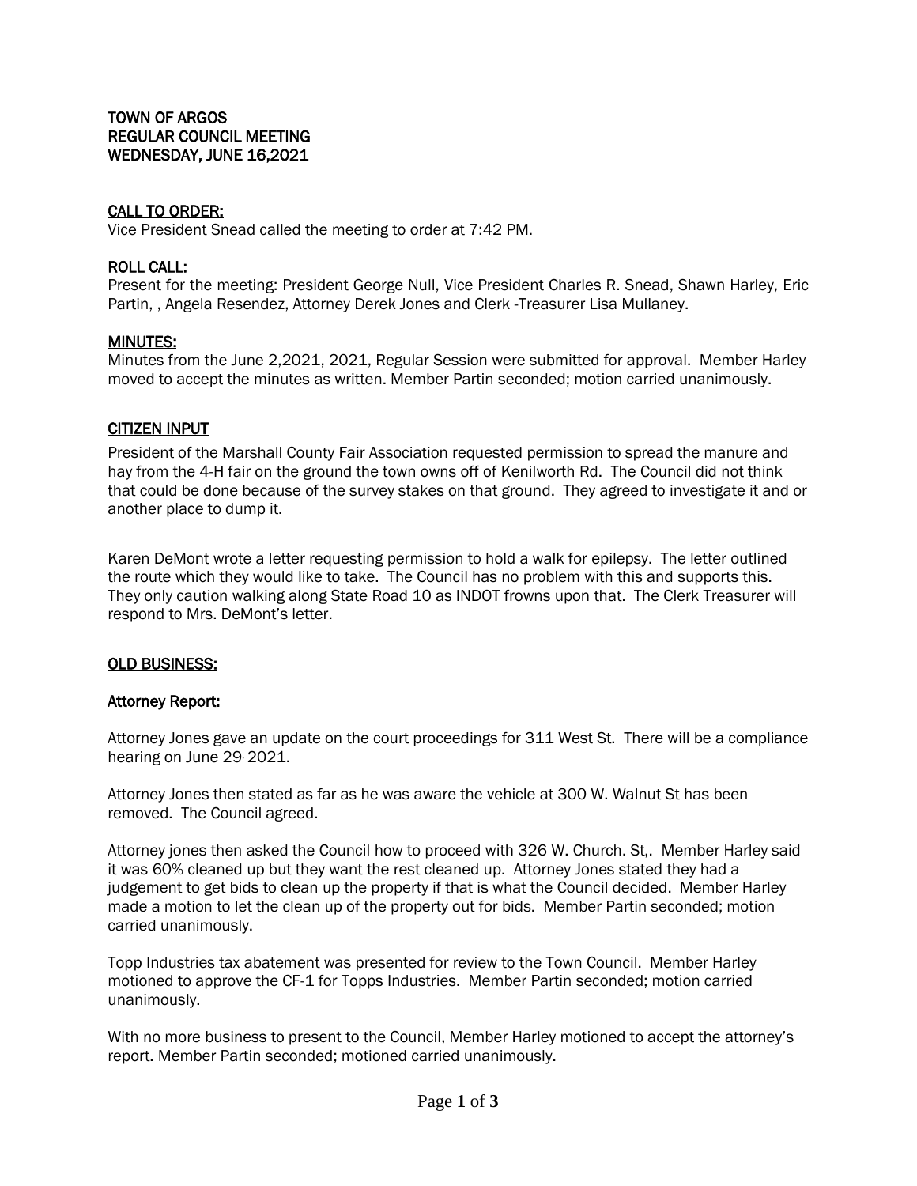**TOWN OF ARGOS**
**REGULAR COUNCIL MEETING**
**WEDNESDAY, JUNE 16,2021**

**CALL TO ORDER:**

Vice President Snead called the meeting to order at 7:42 PM.

**ROLL CALL:**

Present for the meeting: President George Null, Vice President Charles R. Snead, Shawn Harley, Eric Partin, , Angela Resendez, Attorney Derek Jones and Clerk -Treasurer Lisa Mullaney.

**MINUTES:**

Minutes from the June 2,2021, 2021, Regular Session were submitted for approval. Member Harley moved to accept the minutes as written. Member Partin seconded; motion carried unanimously.

**CITIZEN INPUT**

President of the Marshall County Fair Association requested permission to spread the manure and hay from the 4-H fair on the ground the town owns off of Kenilworth Rd. The Council did not think that could be done because of the survey stakes on that ground. They agreed to investigate it and or another place to dump it.

Karen DeMont wrote a letter requesting permission to hold a walk for epilepsy. The letter outlined the route which they would like to take. The Council has no problem with this and supports this. They only caution walking along State Road 10 as INDOT frowns upon that. The Clerk Treasurer will respond to Mrs. DeMont's letter.

**OLD BUSINESS:**

**Attorney Report:**

Attorney Jones gave an update on the court proceedings for 311 West St. There will be a compliance hearing on June 29, 2021.

Attorney Jones then stated as far as he was aware the vehicle at 300 W. Walnut St has been removed. The Council agreed.

Attorney jones then asked the Council how to proceed with 326 W. Church. St,. Member Harley said it was 60% cleaned up but they want the rest cleaned up. Attorney Jones stated they had a judgement to get bids to clean up the property if that is what the Council decided. Member Harley made a motion to let the clean up of the property out for bids. Member Partin seconded; motion carried unanimously.

Topp Industries tax abatement was presented for review to the Town Council. Member Harley motioned to approve the CF-1 for Topps Industries. Member Partin seconded; motion carried unanimously.

With no more business to present to the Council, Member Harley motioned to accept the attorney's report. Member Partin seconded; motioned carried unanimously.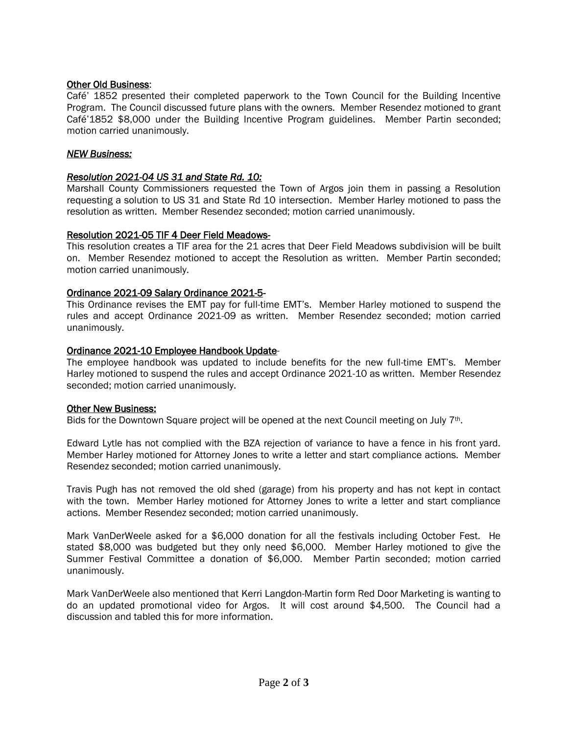Other Old Business:

Café' 1852 presented their completed paperwork to the Town Council for the Building Incentive Program. The Council discussed future plans with the owners. Member Resendez motioned to grant Café'1852 $8,000 under the Building Incentive Program guidelines. Member Partin seconded; motion carried unanimously.

***NEW Business:***

***Resolution 2021-04 US 31 and State Rd. 10:***

Marshall County Commissioners requested the Town of Argos join them in passing a Resolution requesting a solution to US 31 and State Rd 10 intersection. Member Harley motioned to pass the resolution as written. Member Resendez seconded; motion carried unanimously.

Resolution 2021-05 TIF 4 Deer Field Meadows-

This resolution creates a TIF area for the 21 acres that Deer Field Meadows subdivision will be built on. Member Resendez motioned to accept the Resolution as written. Member Partin seconded; motion carried unanimously.

Ordinance 2021-09 Salary Ordinance 2021-5-

This Ordinance revises the EMT pay for full-time EMT's. Member Harley motioned to suspend the rules and accept Ordinance 2021-09 as written. Member Resendez seconded; motion carried unanimously.

Ordinance 2021-10 Employee Handbook Update-

The employee handbook was updated to include benefits for the new full-time EMT's. Member Harley motioned to suspend the rules and accept Ordinance 2021-10 as written. Member Resendez seconded; motion carried unanimously.

Other New Business:

Bids for the Downtown Square project will be opened at the next Council meeting on July 7th.

Edward Lytle has not complied with the BZA rejection of variance to have a fence in his front yard. Member Harley motioned for Attorney Jones to write a letter and start compliance actions. Member Resendez seconded; motion carried unanimously.

Travis Pugh has not removed the old shed (garage) from his property and has not kept in contact with the town. Member Harley motioned for Attorney Jones to write a letter and start compliance actions. Member Resendez seconded; motion carried unanimously.

Mark VanDerWeele asked for a $6,000 donation for all the festivals including October Fest. He stated $8,000 was budgeted but they only need $6,000. Member Harley motioned to give the Summer Festival Committee a donation of $6,000. Member Partin seconded; motion carried unanimously.

Mark VanDerWeele also mentioned that Kerri Langdon-Martin form Red Door Marketing is wanting to do an updated promotional video for Argos. It will cost around $4,500. The Council had a discussion and tabled this for more information.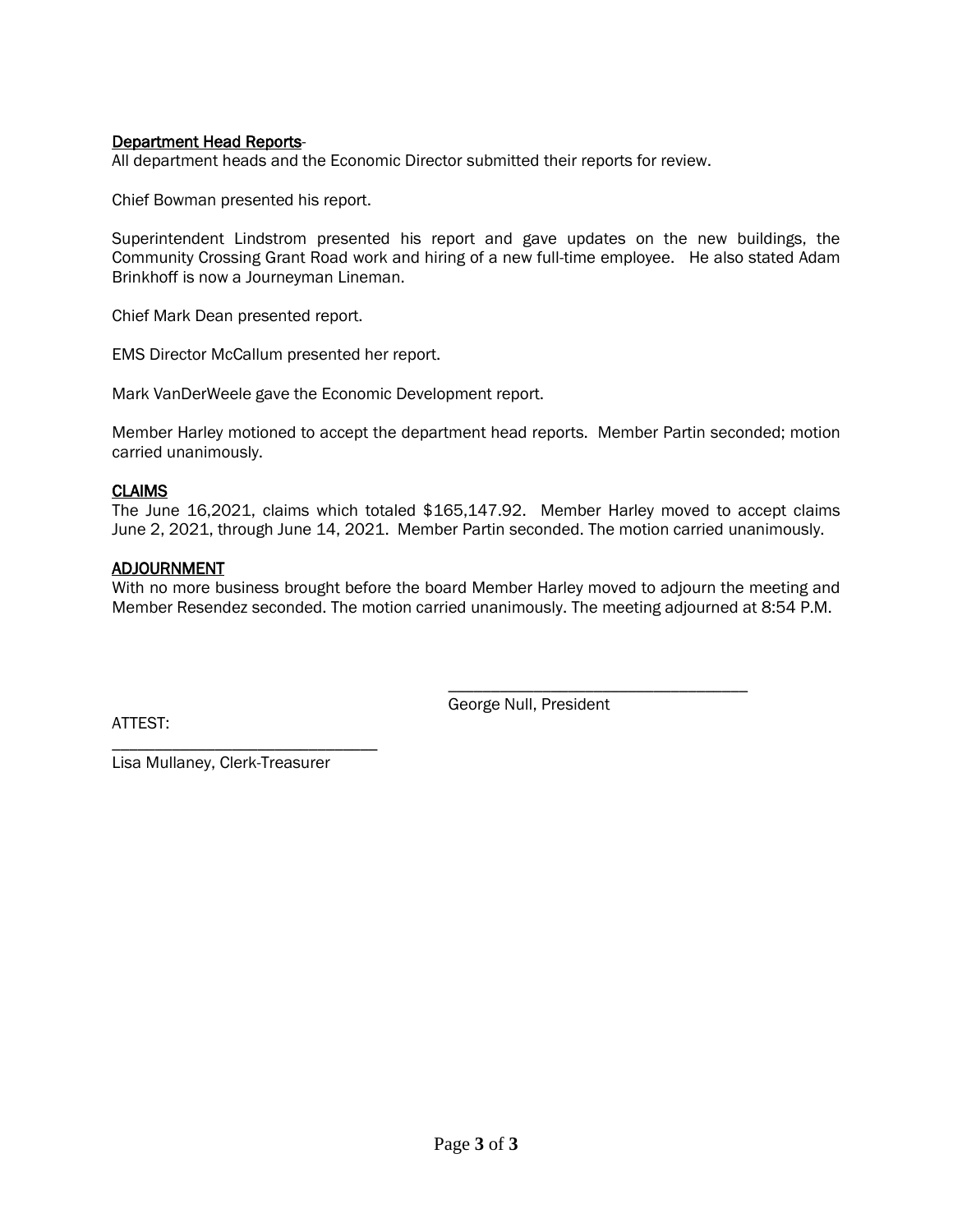**Department Head Reports**-

All department heads and the Economic Director submitted their reports for review.

Chief Bowman presented his report.

Superintendent Lindstrom presented his report and gave updates on the new buildings, the Community Crossing Grant Road work and hiring of a new full-time employee. He also stated Adam Brinkhoff is now a Journeyman Lineman.

Chief Mark Dean presented report.

EMS Director McCallum presented her report.

Mark VanDerWeele gave the Economic Development report.

Member Harley motioned to accept the department head reports. Member Partin seconded; motion carried unanimously.

**CLAIMS**

The June 16,2021, claims which totaled $165,147.92. Member Harley moved to accept claims June 2, 2021, through June 14, 2021. Member Partin seconded. The motion carried unanimously.

**ADJOURNMENT**

With no more business brought before the board Member Harley moved to adjourn the meeting and Member Resendez seconded. The motion carried unanimously. The meeting adjourned at 8:54 P.M.

\_\_\_\_\_\_\_\_\_\_\_\_\_\_\_\_\_\_\_\_\_\_\_\_\_\_\_\_\_\_\_\_\_\_

George Null, President

ATTEST:

\_\_\_\_\_\_\_\_\_\_\_\_\_\_\_\_\_\_\_\_\_\_\_\_\_\_\_\_\_\_

Lisa Mullaney, Clerk-Treasurer